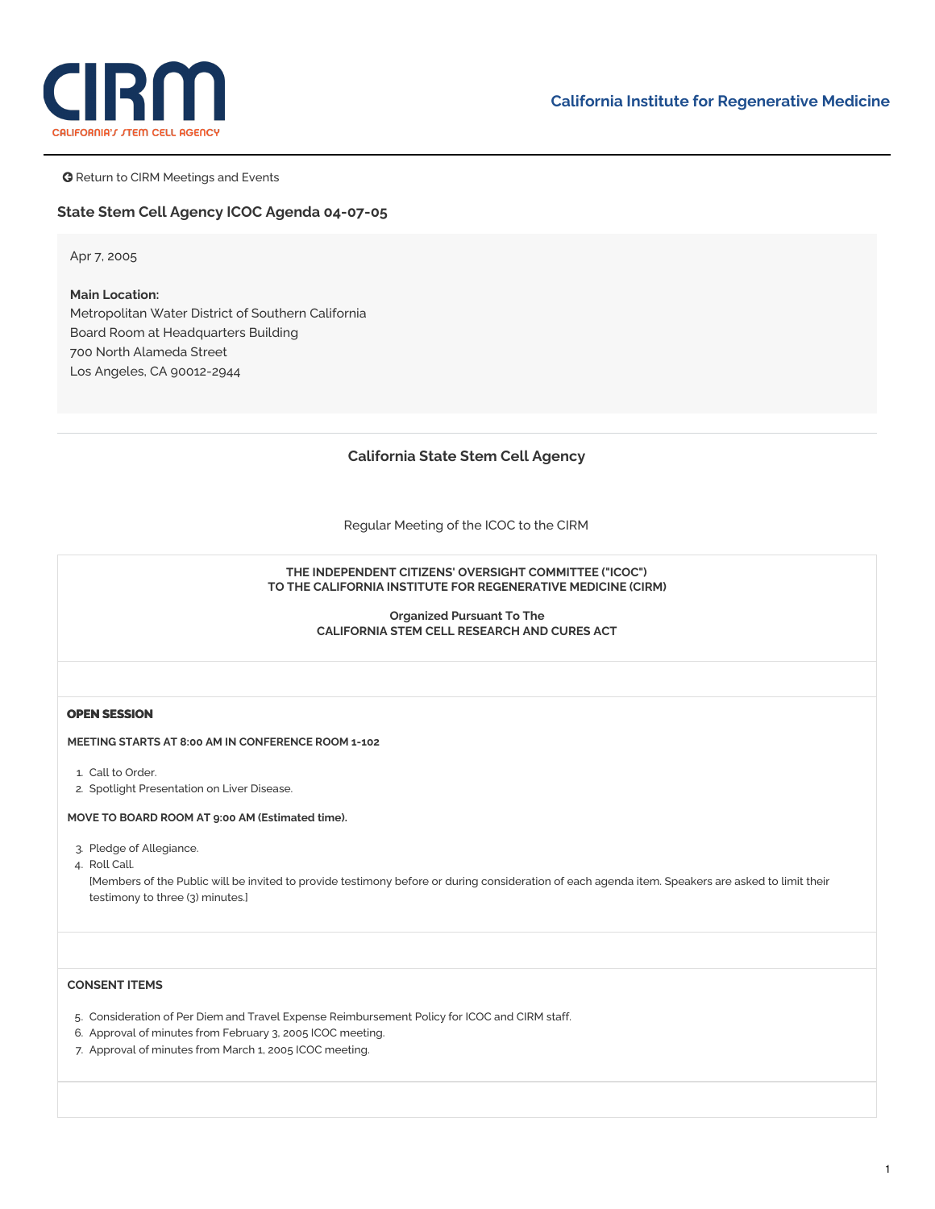CIRM

CALIFORNIA'S STEM CELL AGENCY

California Institute for Regenerative Medicine

Return to CIRM Meetings and Events

## State Stem Cell Agency ICOC Agenda 04-07-05

Apr 7, 2005

**Main Location:**
Metropolitan Water District of Southern California
Board Room at Headquarters Building
700 North Alameda Street
Los Angeles, CA 90012-2944

### California State Stem Cell Agency

Regular Meeting of the ICOC to the CIRM

**THE INDEPENDENT CITIZENS' OVERSIGHT COMMITTEE ("ICOC")
TO THE CALIFORNIA INSTITUTE FOR REGENERATIVE MEDICINE (CIRM)**

**Organized Pursuant To The
CALIFORNIA STEM CELL RESEARCH AND CURES ACT**

**OPEN SESSION**

**MEETING STARTS AT 8:00 AM IN CONFERENCE ROOM 1-102**

1. Call to Order.
2. Spotlight Presentation on Liver Disease.

**MOVE TO BOARD ROOM AT 9:00 AM (Estimated time).**

3. Pledge of Allegiance.
4. Roll Call.
   [Members of the Public will be invited to provide testimony before or during consideration of each agenda item. Speakers are asked to limit their testimony to three (3) minutes.]

**CONSENT ITEMS**

5. Consideration of Per Diem and Travel Expense Reimbursement Policy for ICOC and CIRM staff.
6. Approval of minutes from February 3, 2005 ICOC meeting.
7. Approval of minutes from March 1, 2005 ICOC meeting.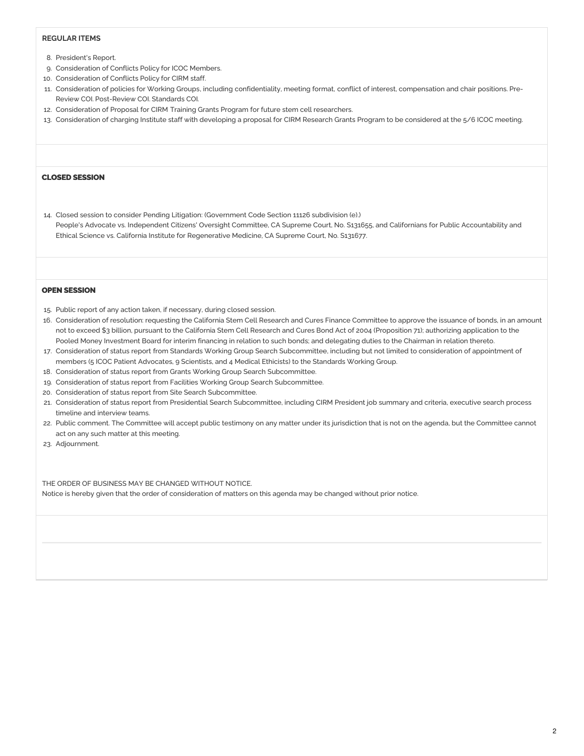**REGULAR ITEMS**

8. President's Report.
9. Consideration of Conflicts Policy for ICOC Members.
10. Consideration of Conflicts Policy for CIRM staff.
11. Consideration of policies for Working Groups, including confidentiality, meeting format, conflict of interest, compensation and chair positions. Pre-Review COI. Post-Review COI. Standards COI.
12. Consideration of Proposal for CIRM Training Grants Program for future stem cell researchers.
13. Consideration of charging Institute staff with developing a proposal for CIRM Research Grants Program to be considered at the 5/6 ICOC meeting.

**CLOSED SESSION**

14. Closed session to consider Pending Litigation: (Government Code Section 11126 subdivision (e).)
    People's Advocate vs. Independent Citizens' Oversight Committee, CA Supreme Court, No. S131655, and Californians for Public Accountability and Ethical Science vs. California Institute for Regenerative Medicine, CA Supreme Court, No. S131677.

**OPEN SESSION**

15. Public report of any action taken, if necessary, during closed session.
16. Consideration of resolution: requesting the California Stem Cell Research and Cures Finance Committee to approve the issuance of bonds, in an amount not to exceed $3 billion, pursuant to the California Stem Cell Research and Cures Bond Act of 2004 (Proposition 71); authorizing application to the Pooled Money Investment Board for interim financing in relation to such bonds; and delegating duties to the Chairman in relation thereto.
17. Consideration of status report from Standards Working Group Search Subcommittee, including but not limited to consideration of appointment of members (5 ICOC Patient Advocates, 9 Scientists, and 4 Medical Ethicists) to the Standards Working Group.
18. Consideration of status report from Grants Working Group Search Subcommittee.
19. Consideration of status report from Facilities Working Group Search Subcommittee.
20. Consideration of status report from Site Search Subcommittee.
21. Consideration of status report from Presidential Search Subcommittee, including CIRM President job summary and criteria, executive search process timeline and interview teams.
22. Public comment. The Committee will accept public testimony on any matter under its jurisdiction that is not on the agenda, but the Committee cannot act on any such matter at this meeting.
23. Adjournment.

THE ORDER OF BUSINESS MAY BE CHANGED WITHOUT NOTICE.
Notice is hereby given that the order of consideration of matters on this agenda may be changed without prior notice.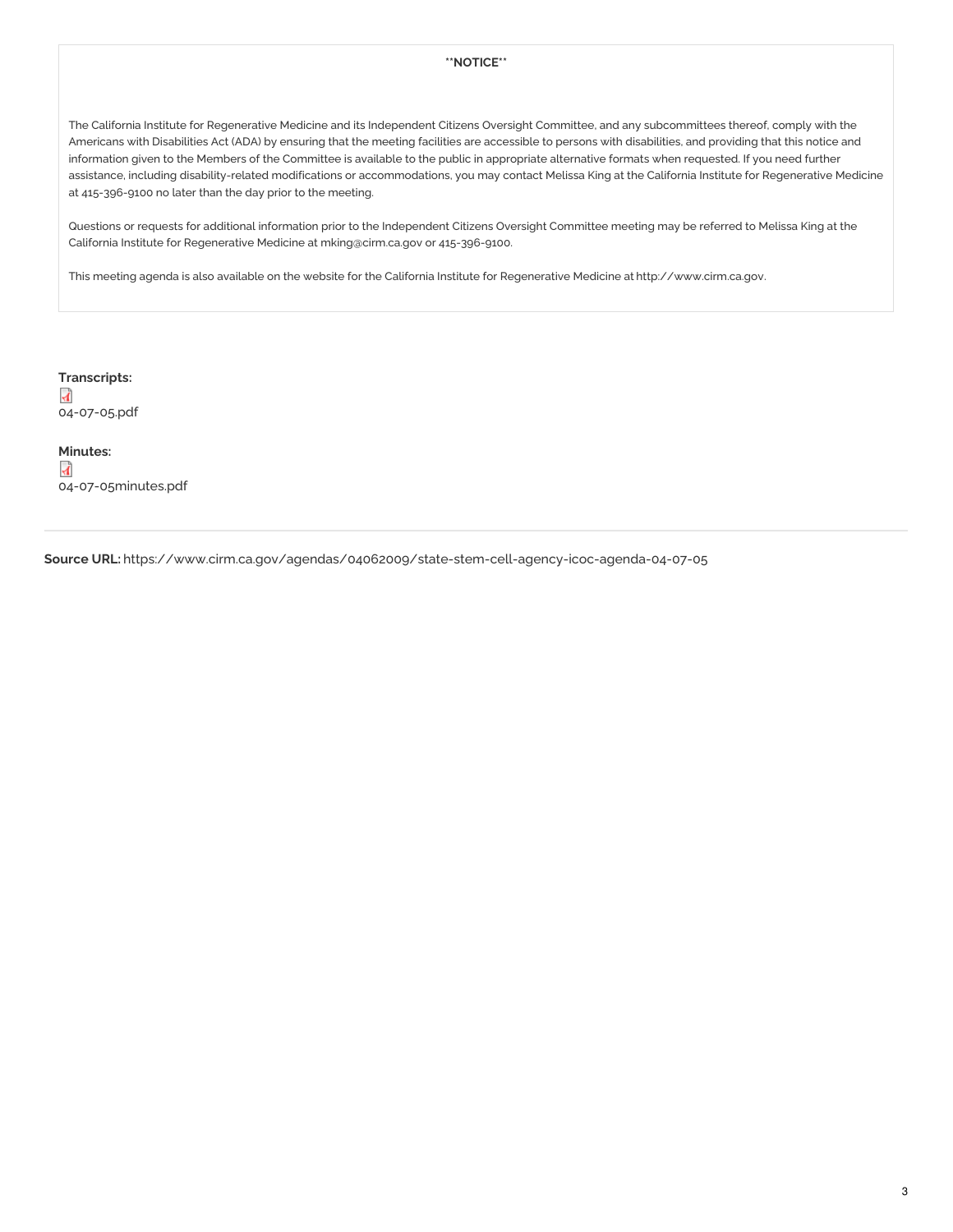\*\*NOTICE\*\*

The California Institute for Regenerative Medicine and its Independent Citizens Oversight Committee, and any subcommittees thereof, comply with the Americans with Disabilities Act (ADA) by ensuring that the meeting facilities are accessible to persons with disabilities, and providing that this notice and information given to the Members of the Committee is available to the public in appropriate alternative formats when requested. If you need further assistance, including disability-related modifications or accommodations, you may contact Melissa King at the California Institute for Regenerative Medicine at 415-396-9100 no later than the day prior to the meeting.

Questions or requests for additional information prior to the Independent Citizens Oversight Committee meeting may be referred to Melissa King at the California Institute for Regenerative Medicine at mking@cirm.ca.gov or 415-396-9100.

This meeting agenda is also available on the website for the California Institute for Regenerative Medicine at http://www.cirm.ca.gov.

**Transcripts:**

04-07-05.pdf

**Minutes:**

04-07-05minutes.pdf

**Source URL:** https://www.cirm.ca.gov/agendas/04062009/state-stem-cell-agency-icoc-agenda-04-07-05